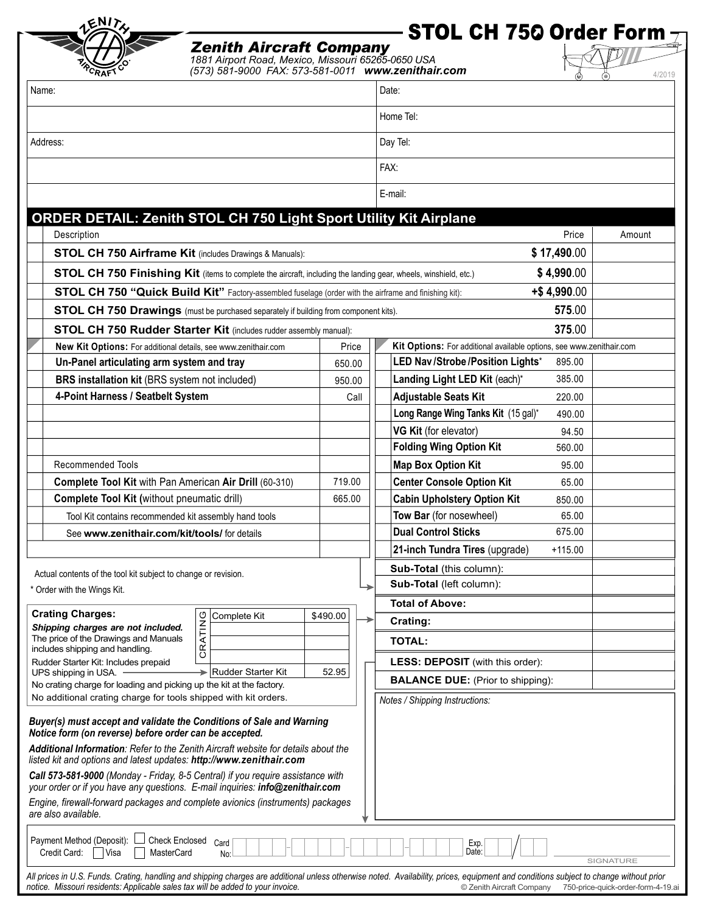# STOL CH 750 Order Form

**Zenith Aircraft Company**
1881 Airport Road, Mexico, Missouri 65265-0650 USA
(573) 581-9000 FAX: 573-581-0011 **www.zenithair.com**

4/2019

| | |
|---|---|
| Name: | Date: |
| | Home Tel: |
| Address: | Day Tel: |
| | FAX: |
| | E-mail: |

## ORDER DETAIL: Zenith STOL CH 750 Light Sport Utility Kit Airplane

| Description | Price | Amount |
|---|---|---|
| **STOL CH 750 Airframe Kit** (includes Drawings & Manuals): | **$ 17,490**.00 | |
| **STOL CH 750 Finishing Kit** (items to complete the aircraft, including the landing gear, wheels, winshield, etc.) | **$ 4,990**.00 | |
| **STOL CH 750 "Quick Build Kit"** Factory-assembled fuselage (order with the airframe and finishing kit): | **+$ 4,990**.00 | |
| **STOL CH 750 Drawings** (must be purchased separately if building from component kits). | **575**.00 | |
| **STOL CH 750 Rudder Starter Kit** (includes rudder assembly manual): | **375**.00 | |

| **New Kit Options:** For additional details, see www.zenithair.com | Price |
|---|---|
| **Un-Panel articulating arm system and tray** | 650.00 |
| **BRS installation kit** (BRS system not included) | 950.00 |
| **4-Point Harness / Seatbelt System** | Call |
| | |
| | |
| | |
| Recommended Tools | |
| **Complete Tool Kit** with Pan American **Air Drill** (60-310) | 719.00 |
| **Complete Tool Kit (**without pneumatic drill) | 665.00 |
| Tool Kit contains recommended kit assembly hand tools | |
| See **www.zenithair.com/kit/tools/** for details | |

| **Kit Options:** For additional available options, see www.zenithair.com | Price | Amount |
|---|---|---|
| **LED Nav /Strobe /Position Lights*** | 895.00 | |
| **Landing Light LED Kit** (each)* | 385.00 | |
| **Adjustable Seats Kit** | 220.00 | |
| **Long Range Wing Tanks Kit** (15 gal)* | 490.00 | |
| **VG Kit** (for elevator) | 94.50 | |
| **Folding Wing Option Kit** | 560.00 | |
| **Map Box Option Kit** | 95.00 | |
| **Center Console Option Kit** | 65.00 | |
| **Cabin Upholstery Option Kit** | 850.00 | |
| **Tow Bar** (for nosewheel) | 65.00 | |
| **Dual Control Sticks** | 675.00 | |
| **21-inch Tundra Tires** (upgrade) | +115.00 | |
| **Sub-Total** (this column): | | |
| **Sub-Total** (left column): | | |
| **Total of Above:** | | |
| **Crating:** | | |
| **TOTAL:** | | |
| **LESS: DEPOSIT** (with this order): | | |
| **BALANCE DUE:** (Prior to shipping): | | |

Actual contents of the tool kit subject to change or revision.

\* Order with the Wings Kit.

**Crating Charges:**
***Shipping charges are not included.***
The price of the Drawings and Manuals includes shipping and handling.
Rudder Starter Kit: Includes prepaid UPS shipping in USA.

| CRATING | |
|---|---|
| Complete Kit | $490.00 |
| | |
| | |
| | |
| Rudder Starter Kit | 52.95 |

No crating charge for loading and picking up the kit at the factory.
No additional crating charge for tools shipped with kit orders.

*Notes / Shipping Instructions:*

***Buyer(s) must accept and validate the Conditions of Sale and Warning Notice form (on reverse) before order can be accepted.***

***Additional Information**: Refer to the Zenith Aircraft website for details about the listed kit and options and latest updates: **http://www.zenithair.com***

***Call 573-581-9000** (Monday - Friday, 8-5 Central) if you require assistance with your order or if you have any questions. E-mail inquiries: **info@zenithair.com***

*Engine, firewall-forward packages and complete avionics (instruments) packages are also available.*

Payment Method (Deposit): ☐ Check Enclosed
Credit Card: ☐ Visa ☐ MasterCard
Card No: ____-____-____-____ Exp. Date: __/__

SIGNATURE

*All prices in U.S. Funds. Crating, handling and shipping charges are additional unless otherwise noted. Availability, prices, equipment and conditions subject to change without prior notice. Missouri residents: Applicable sales tax will be added to your invoice.*

© Zenith Aircraft Company 750-price-quick-order-form-4-19.ai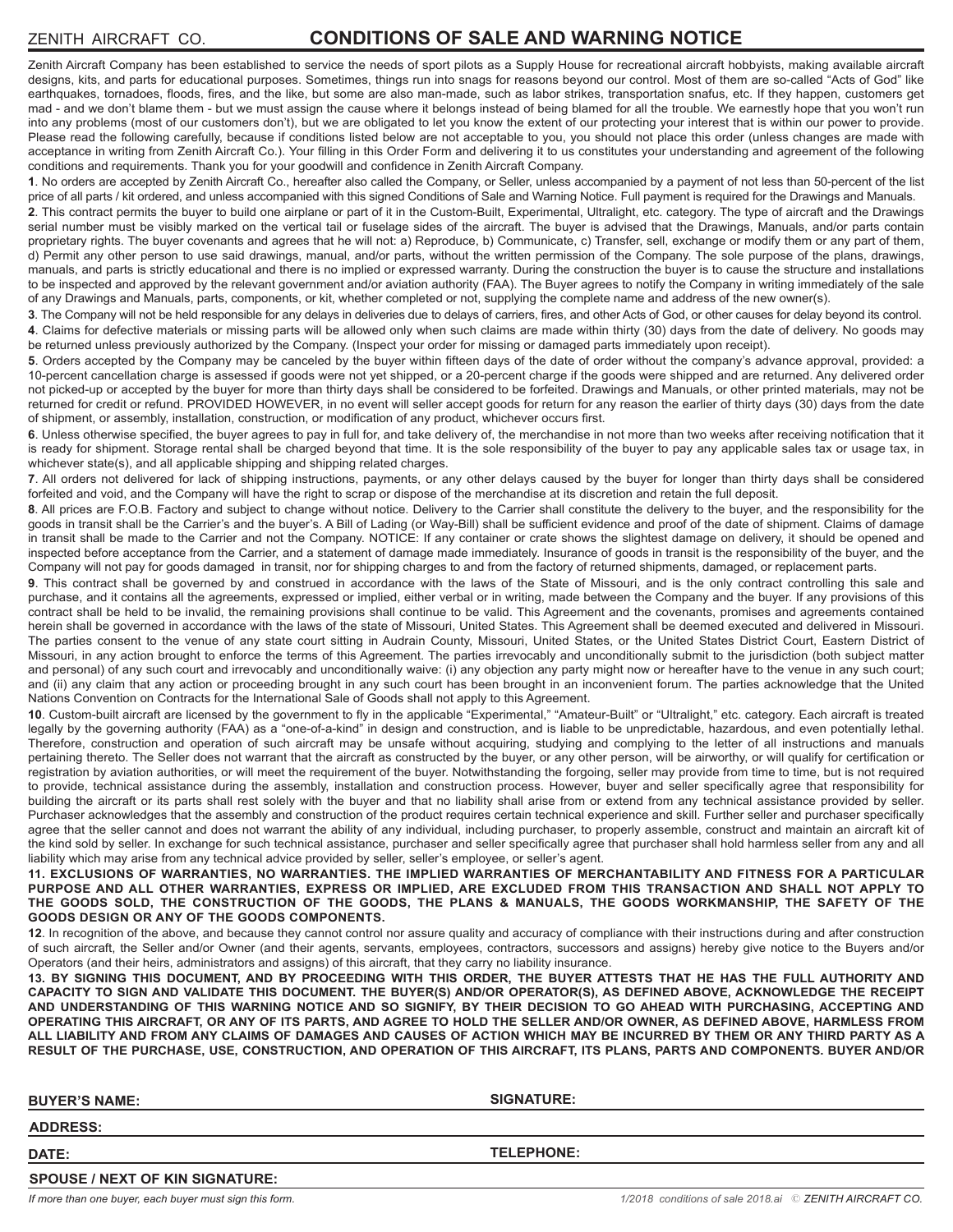ZENITH AIRCRAFT CO.

# CONDITIONS OF SALE AND WARNING NOTICE

Zenith Aircraft Company has been established to service the needs of sport pilots as a Supply House for recreational aircraft hobbyists, making available aircraft designs, kits, and parts for educational purposes. Sometimes, things run into snags for reasons beyond our control. Most of them are so-called "Acts of God" like earthquakes, tornadoes, floods, fires, and the like, but some are also man-made, such as labor strikes, transportation snafus, etc. If they happen, customers get mad - and we don't blame them - but we must assign the cause where it belongs instead of being blamed for all the trouble. We earnestly hope that you won't run into any problems (most of our customers don't), but we are obligated to let you know the extent of our protecting your interest that is within our power to provide. Please read the following carefully, because if conditions listed below are not acceptable to you, you should not place this order (unless changes are made with acceptance in writing from Zenith Aircraft Co.). Your filling in this Order Form and delivering it to us constitutes your understanding and agreement of the following conditions and requirements. Thank you for your goodwill and confidence in Zenith Aircraft Company.

**1**. No orders are accepted by Zenith Aircraft Co., hereafter also called the Company, or Seller, unless accompanied by a payment of not less than 50-percent of the list price of all parts / kit ordered, and unless accompanied with this signed Conditions of Sale and Warning Notice. Full payment is required for the Drawings and Manuals.

**2**. This contract permits the buyer to build one airplane or part of it in the Custom-Built, Experimental, Ultralight, etc. category. The type of aircraft and the Drawings serial number must be visibly marked on the vertical tail or fuselage sides of the aircraft. The buyer is advised that the Drawings, Manuals, and/or parts contain proprietary rights. The buyer covenants and agrees that he will not: a) Reproduce, b) Communicate, c) Transfer, sell, exchange or modify them or any part of them, d) Permit any other person to use said drawings, manual, and/or parts, without the written permission of the Company. The sole purpose of the plans, drawings, manuals, and parts is strictly educational and there is no implied or expressed warranty. During the construction the buyer is to cause the structure and installations to be inspected and approved by the relevant government and/or aviation authority (FAA). The Buyer agrees to notify the Company in writing immediately of the sale of any Drawings and Manuals, parts, components, or kit, whether completed or not, supplying the complete name and address of the new owner(s).

**3**. The Company will not be held responsible for any delays in deliveries due to delays of carriers, fires, and other Acts of God, or other causes for delay beyond its control.

**4**. Claims for defective materials or missing parts will be allowed only when such claims are made within thirty (30) days from the date of delivery. No goods may be returned unless previously authorized by the Company. (Inspect your order for missing or damaged parts immediately upon receipt).

**5**. Orders accepted by the Company may be canceled by the buyer within fifteen days of the date of order without the company's advance approval, provided: a 10-percent cancellation charge is assessed if goods were not yet shipped, or a 20-percent charge if the goods were shipped and are returned. Any delivered order not picked-up or accepted by the buyer for more than thirty days shall be considered to be forfeited. Drawings and Manuals, or other printed materials, may not be returned for credit or refund. PROVIDED HOWEVER, in no event will seller accept goods for return for any reason the earlier of thirty days (30) days from the date of shipment, or assembly, installation, construction, or modification of any product, whichever occurs first.

**6**. Unless otherwise specified, the buyer agrees to pay in full for, and take delivery of, the merchandise in not more than two weeks after receiving notification that it is ready for shipment. Storage rental shall be charged beyond that time. It is the sole responsibility of the buyer to pay any applicable sales tax or usage tax, in whichever state(s), and all applicable shipping and shipping related charges.

**7**. All orders not delivered for lack of shipping instructions, payments, or any other delays caused by the buyer for longer than thirty days shall be considered forfeited and void, and the Company will have the right to scrap or dispose of the merchandise at its discretion and retain the full deposit.

**8**. All prices are F.O.B. Factory and subject to change without notice. Delivery to the Carrier shall constitute the delivery to the buyer, and the responsibility for the goods in transit shall be the Carrier's and the buyer's. A Bill of Lading (or Way-Bill) shall be sufficient evidence and proof of the date of shipment. Claims of damage in transit shall be made to the Carrier and not the Company. NOTICE: If any container or crate shows the slightest damage on delivery, it should be opened and inspected before acceptance from the Carrier, and a statement of damage made immediately. Insurance of goods in transit is the responsibility of the buyer, and the Company will not pay for goods damaged in transit, nor for shipping charges to and from the factory of returned shipments, damaged, or replacement parts.

**9**. This contract shall be governed by and construed in accordance with the laws of the State of Missouri, and is the only contract controlling this sale and purchase, and it contains all the agreements, expressed or implied, either verbal or in writing, made between the Company and the buyer. If any provisions of this contract shall be held to be invalid, the remaining provisions shall continue to be valid. This Agreement and the covenants, promises and agreements contained herein shall be governed in accordance with the laws of the state of Missouri, United States. This Agreement shall be deemed executed and delivered in Missouri. The parties consent to the venue of any state court sitting in Audrain County, Missouri, United States, or the United States District Court, Eastern District of Missouri, in any action brought to enforce the terms of this Agreement. The parties irrevocably and unconditionally submit to the jurisdiction (both subject matter and personal) of any such court and irrevocably and unconditionally waive: (i) any objection any party might now or hereafter have to the venue in any such court; and (ii) any claim that any action or proceeding brought in any such court has been brought in an inconvenient forum. The parties acknowledge that the United Nations Convention on Contracts for the International Sale of Goods shall not apply to this Agreement.

**10**. Custom-built aircraft are licensed by the government to fly in the applicable "Experimental," "Amateur-Built" or "Ultralight," etc. category. Each aircraft is treated legally by the governing authority (FAA) as a "one-of-a-kind" in design and construction, and is liable to be unpredictable, hazardous, and even potentially lethal. Therefore, construction and operation of such aircraft may be unsafe without acquiring, studying and complying to the letter of all instructions and manuals pertaining thereto. The Seller does not warrant that the aircraft as constructed by the buyer, or any other person, will be airworthy, or will qualify for certification or registration by aviation authorities, or will meet the requirement of the buyer. Notwithstanding the forgoing, seller may provide from time to time, but is not required to provide, technical assistance during the assembly, installation and construction process. However, buyer and seller specifically agree that responsibility for building the aircraft or its parts shall rest solely with the buyer and that no liability shall arise from or extend from any technical assistance provided by seller. Purchaser acknowledges that the assembly and construction of the product requires certain technical experience and skill. Further seller and purchaser specifically agree that the seller cannot and does not warrant the ability of any individual, including purchaser, to properly assemble, construct and maintain an aircraft kit of the kind sold by seller. In exchange for such technical assistance, purchaser and seller specifically agree that purchaser shall hold harmless seller from any and all liability which may arise from any technical advice provided by seller, seller's employee, or seller's agent.

**11. EXCLUSIONS OF WARRANTIES, NO WARRANTIES. THE IMPLIED WARRANTIES OF MERCHANTABILITY AND FITNESS FOR A PARTICULAR PURPOSE AND ALL OTHER WARRANTIES, EXPRESS OR IMPLIED, ARE EXCLUDED FROM THIS TRANSACTION AND SHALL NOT APPLY TO THE GOODS SOLD, THE CONSTRUCTION OF THE GOODS, THE PLANS & MANUALS, THE GOODS WORKMANSHIP, THE SAFETY OF THE GOODS DESIGN OR ANY OF THE GOODS COMPONENTS.**

**12**. In recognition of the above, and because they cannot control nor assure quality and accuracy of compliance with their instructions during and after construction of such aircraft, the Seller and/or Owner (and their agents, servants, employees, contractors, successors and assigns) hereby give notice to the Buyers and/or Operators (and their heirs, administrators and assigns) of this aircraft, that they carry no liability insurance.

**13. BY SIGNING THIS DOCUMENT, AND BY PROCEEDING WITH THIS ORDER, THE BUYER ATTESTS THAT HE HAS THE FULL AUTHORITY AND CAPACITY TO SIGN AND VALIDATE THIS DOCUMENT. THE BUYER(S) AND/OR OPERATOR(S), AS DEFINED ABOVE, ACKNOWLEDGE THE RECEIPT AND UNDERSTANDING OF THIS WARNING NOTICE AND SO SIGNIFY, BY THEIR DECISION TO GO AHEAD WITH PURCHASING, ACCEPTING AND OPERATING THIS AIRCRAFT, OR ANY OF ITS PARTS, AND AGREE TO HOLD THE SELLER AND/OR OWNER, AS DEFINED ABOVE, HARMLESS FROM ALL LIABILITY AND FROM ANY CLAIMS OF DAMAGES AND CAUSES OF ACTION WHICH MAY BE INCURRED BY THEM OR ANY THIRD PARTY AS A RESULT OF THE PURCHASE, USE, CONSTRUCTION, AND OPERATION OF THIS AIRCRAFT, ITS PLANS, PARTS AND COMPONENTS. BUYER AND/OR**

**BUYER'S NAME:** **SIGNATURE:**

**ADDRESS:**

**DATE:** **TELEPHONE:**

**SPOUSE / NEXT OF KIN SIGNATURE:**

*If more than one buyer, each buyer must sign this form.*

*1/2018 conditions of sale 2018.ai © ZENITH AIRCRAFT CO.*